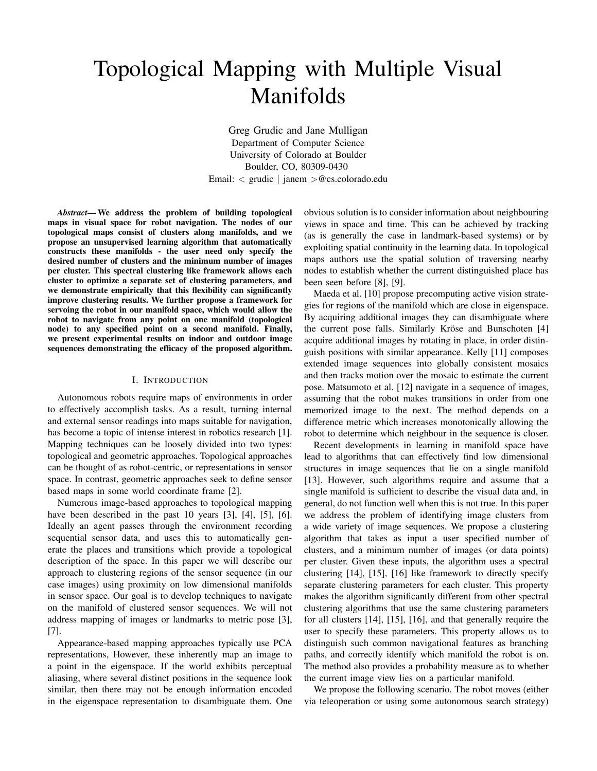# Topological Mapping with Multiple Visual Manifolds

Greg Grudic and Jane Mulligan
Department of Computer Science
University of Colorado at Boulder
Boulder, CO, 80309-0430
Email: < grudic | janem >@cs.colorado.edu

***Abstract*— We address the problem of building topological maps in visual space for robot navigation. The nodes of our topological maps consist of clusters along manifolds, and we propose an unsupervised learning algorithm that automatically constructs these manifolds - the user need only specify the desired number of clusters and the minimum number of images per cluster. This spectral clustering like framework allows each cluster to optimize a separate set of clustering parameters, and we demonstrate empirically that this flexibility can significantly improve clustering results. We further propose a framework for servoing the robot in our manifold space, which would allow the robot to navigate from any point on one manifold (topological node) to any specified point on a second manifold. Finally, we present experimental results on indoor and outdoor image sequences demonstrating the efficacy of the proposed algorithm.**

## I. Introduction

Autonomous robots require maps of environments in order to effectively accomplish tasks. As a result, turning internal and external sensor readings into maps suitable for navigation, has become a topic of intense interest in robotics research [1]. Mapping techniques can be loosely divided into two types: topological and geometric approaches. Topological approaches can be thought of as robot-centric, or representations in sensor space. In contrast, geometric approaches seek to define sensor based maps in some world coordinate frame [2].

Numerous image-based approaches to topological mapping have been described in the past 10 years [3], [4], [5], [6]. Ideally an agent passes through the environment recording sequential sensor data, and uses this to automatically generate the places and transitions which provide a topological description of the space. In this paper we will describe our approach to clustering regions of the sensor sequence (in our case images) using proximity on low dimensional manifolds in sensor space. Our goal is to develop techniques to navigate on the manifold of clustered sensor sequences. We will not address mapping of images or landmarks to metric pose [3], [7].

Appearance-based mapping approaches typically use PCA representations, However, these inherently map an image to a point in the eigenspace. If the world exhibits perceptual aliasing, where several distinct positions in the sequence look similar, then there may not be enough information encoded in the eigenspace representation to disambiguate them. One obvious solution is to consider information about neighbouring views in space and time. This can be achieved by tracking (as is generally the case in landmark-based systems) or by exploiting spatial continuity in the learning data. In topological maps authors use the spatial solution of traversing nearby nodes to establish whether the current distinguished place has been seen before [8], [9].

Maeda et al. [10] propose precomputing active vision strategies for regions of the manifold which are close in eigenspace. By acquiring additional images they can disambiguate where the current pose falls. Similarly Kröse and Bunschoten [4] acquire additional images by rotating in place, in order distinguish positions with similar appearance. Kelly [11] composes extended image sequences into globally consistent mosaics and then tracks motion over the mosaic to estimate the current pose. Matsumoto et al. [12] navigate in a sequence of images, assuming that the robot makes transitions in order from one memorized image to the next. The method depends on a difference metric which increases monotonically allowing the robot to determine which neighbour in the sequence is closer.

Recent developments in learning in manifold space have lead to algorithms that can effectively find low dimensional structures in image sequences that lie on a single manifold [13]. However, such algorithms require and assume that a single manifold is sufficient to describe the visual data and, in general, do not function well when this is not true. In this paper we address the problem of identifying image clusters from a wide variety of image sequences. We propose a clustering algorithm that takes as input a user specified number of clusters, and a minimum number of images (or data points) per cluster. Given these inputs, the algorithm uses a spectral clustering [14], [15], [16] like framework to directly specify separate clustering parameters for each cluster. This property makes the algorithm significantly different from other spectral clustering algorithms that use the same clustering parameters for all clusters [14], [15], [16], and that generally require the user to specify these parameters. This property allows us to distinguish such common navigational features as branching paths, and correctly identify which manifold the robot is on. The method also provides a probability measure as to whether the current image view lies on a particular manifold.

We propose the following scenario. The robot moves (either via teleoperation or using some autonomous search strategy)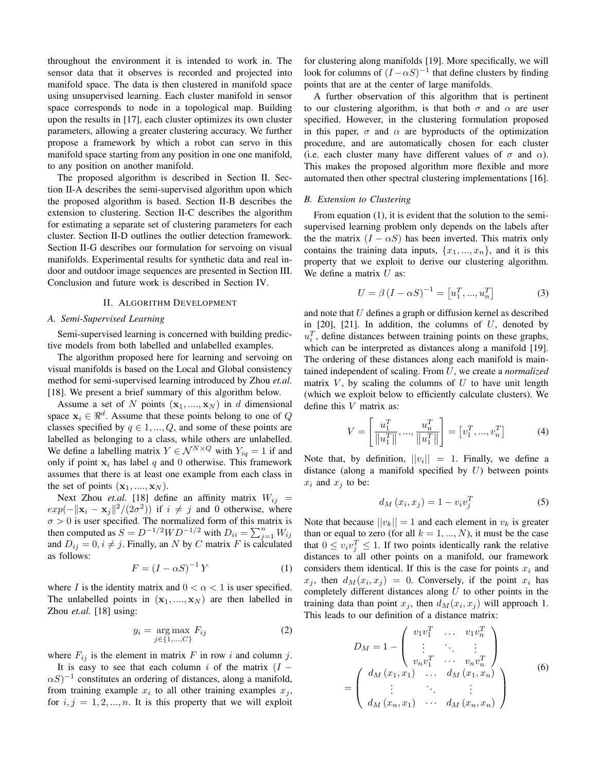throughout the environment it is intended to work in. The sensor data that it observes is recorded and projected into manifold space. The data is then clustered in manifold space using unsupervised learning. Each cluster manifold in sensor space corresponds to node in a topological map. Building upon the results in [17], each cluster optimizes its own cluster parameters, allowing a greater clustering accuracy. We further propose a framework by which a robot can servo in this manifold space starting from any position in one one manifold, to any position on another manifold.

The proposed algorithm is described in Section II. Section II-A describes the semi-supervised algorithm upon which the proposed algorithm is based. Section II-B describes the extension to clustering. Section II-C describes the algorithm for estimating a separate set of clustering parameters for each cluster. Section II-D outlines the outlier detection framework. Section II-G describes our formulation for servoing on visual manifolds. Experimental results for synthetic data and real indoor and outdoor image sequences are presented in Section III. Conclusion and future work is described in Section IV.

## II. Algorithm Development

### A. Semi-Supervised Learning

Semi-supervised learning is concerned with building predictive models from both labelled and unlabelled examples.

The algorithm proposed here for learning and servoing on visual manifolds is based on the Local and Global consistency method for semi-supervised learning introduced by Zhou *et.al.* [18]. We present a brief summary of this algorithm below.

Assume a set of $N$ points $(\mathbf{x}_1, ...., \mathbf{x}_N)$ in $d$ dimensional space $\mathbf{x}_i \in \Re^d$. Assume that these points belong to one of $Q$ classes specified by $q \in 1, ..., Q$, and some of these points are labelled as belonging to a class, while others are unlabelled. We define a labelling matrix $Y \in \mathcal{N}^{N \times Q}$ with $Y_{iq} = 1$ if and only if point $\mathbf{x}_i$ has label $q$ and 0 otherwise. This framework assumes that there is at least one example from each class in the set of points $(\mathbf{x}_1, ...., \mathbf{x}_N)$.

Next Zhou *et.al.* [18] define an affinity matrix $W_{ij} = exp(-\|\mathbf{x}_i - \mathbf{x}_j\|^2/(2\sigma^2))$ if $i \neq j$ and 0 otherwise, where $\sigma > 0$ is user specified. The normalized form of this matrix is then computed as $S = D^{-1/2} W D^{-1/2}$ with $D_{ii} = \sum_{j=1}^{n} W_{ij}$ and $D_{ij} = 0, i \neq j$. Finally, an $N$ by $C$ matrix $F$ is calculated as follows:

$$F = (I - \alpha S)^{-1} Y \tag{1}$$

where $I$ is the identity matrix and $0 < \alpha < 1$ is user specified. The unlabelled points in $(\mathbf{x}_1, ...., \mathbf{x}_N)$ are then labelled in Zhou *et.al.* [18] using:

$$y_i = \underset{j \in \{1,...,C\}}{\arg\max} \; F_{ij} \tag{2}$$

where $F_{ij}$ is the element in matrix $F$ in row $i$ and column $j$.

It is easy to see that each column $i$ of the matrix $(I - \alpha S)^{-1}$ constitutes an ordering of distances, along a manifold, from training example $x_i$ to all other training examples $x_j$, for $i, j = 1, 2, ..., n$. It is this property that we will exploit for clustering along manifolds [19]. More specifically, we will look for columns of $(I - \alpha S)^{-1}$ that define clusters by finding points that are at the center of large manifolds.

A further observation of this algorithm that is pertinent to our clustering algorithm, is that both $\sigma$ and $\alpha$ are user specified. However, in the clustering formulation proposed in this paper, $\sigma$ and $\alpha$ are byproducts of the optimization procedure, and are automatically chosen for each cluster (i.e. each cluster many have different values of $\sigma$ and $\alpha$). This makes the proposed algorithm more flexible and more automated then other spectral clustering implementations [16].

### B. Extension to Clustering

From equation (1), it is evident that the solution to the semi-supervised learning problem only depends on the labels after the the matrix $(I - \alpha S)$ has been inverted. This matrix only contains the training data inputs, $\{x_1, ..., x_n\}$, and it is this property that we exploit to derive our clustering algorithm. We define a matrix $U$ as:

$$U = \beta \, (I - \alpha S)^{-1} = \left[u_1^T, ..., u_n^T\right] \tag{3}$$

and note that $U$ defines a graph or diffusion kernel as described in [20], [21]. In addition, the columns of $U$, denoted by $u_i^T$, define distances between training points on these graphs, which can be interpreted as distances along a manifold [19]. The ordering of these distances along each manifold is maintained independent of scaling. From $U$, we create a *normalized* matrix $V$, by scaling the columns of $U$ to have unit length (which we exploit below to efficiently calculate clusters). We define this $V$ matrix as:

$$V = \left[\frac{u_1^T}{\|u_1^T\|}, ..., \frac{u_n^T}{\|u_1^T\|}\right] = \left[v_1^T, ..., v_n^T\right] \tag{4}$$

Note that, by definition, $||v_i|| = 1$. Finally, we define a distance (along a manifold specified by $U$) between points $x_i$ and $x_j$ to be:

$$d_M(x_i, x_j) = 1 - v_i v_j^T \tag{5}$$

Note that because $||v_k|| = 1$ and each element in $v_k$ is greater than or equal to zero (for all $k = 1, ..., N$), it must be the case that $0 \leq v_i v_j^T \leq 1$. If two points identically rank the relative distances to all other points on a manifold, our framework considers them identical. If this is the case for points $x_i$ and $x_j$, then $d_M(x_i, x_j) = 0$. Conversely, if the point $x_i$ has completely different distances along $U$ to other points in the training data than point $x_j$, then $d_M(x_i, x_j)$ will approach 1. This leads to our definition of a distance matrix:

$$\begin{aligned} D_M &= 1 - \begin{pmatrix} v_1 v_1^T & \dots & v_1 v_n^T \\ \vdots & \ddots & \vdots \\ v_n v_1^T & \dots & v_n v_n^T \end{pmatrix} \\ &= \begin{pmatrix} d_M(x_1, x_1) & \dots & d_M(x_1, x_n) \\ \vdots & \ddots & \vdots \\ d_M(x_n, x_1) & \cdots & d_M(x_n, x_n) \end{pmatrix} \end{aligned} \tag{6}$$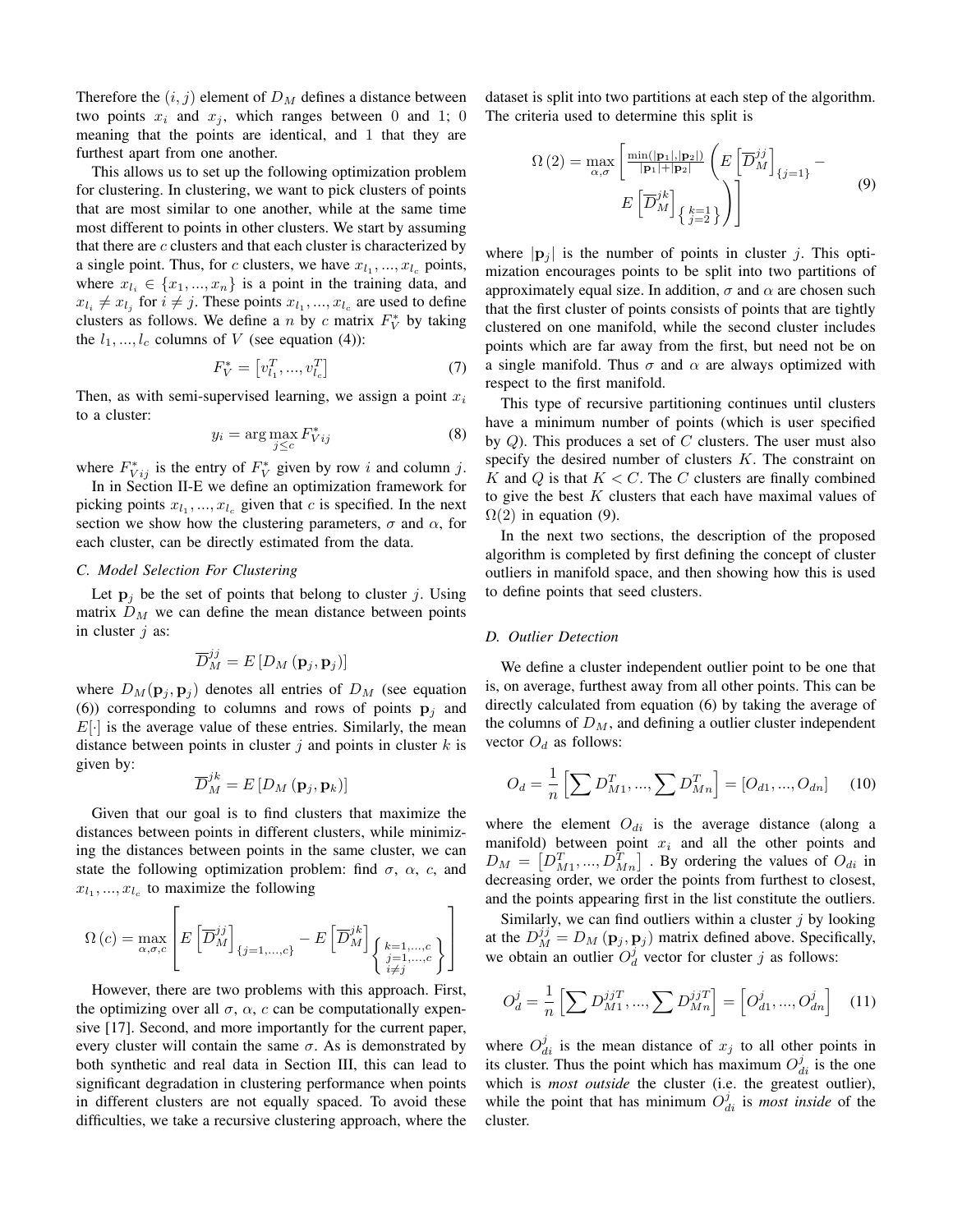Therefore the $(i, j)$ element of $D_M$ defines a distance between two points $x_i$ and $x_j$, which ranges between 0 and 1; 0 meaning that the points are identical, and 1 that they are furthest apart from one another.

This allows us to set up the following optimization problem for clustering. In clustering, we want to pick clusters of points that are most similar to one another, while at the same time most different to points in other clusters. We start by assuming that there are $c$ clusters and that each cluster is characterized by a single point. Thus, for $c$ clusters, we have $x_{l_1}, ..., x_{l_c}$ points, where $x_{l_i} \in \{x_1, ..., x_n\}$ is a point in the training data, and $x_{l_i} \neq x_{l_j}$ for $i \neq j$. These points $x_{l_1}, ..., x_{l_c}$ are used to define clusters as follows. We define a $n$ by $c$ matrix $F_V^*$ by taking the $l_1, ..., l_c$ columns of $V$ (see equation (4)):

$$F_V^* = \left[v_{l_1}^T, ..., v_{l_c}^T\right] \tag{7}$$

Then, as with semi-supervised learning, we assign a point $x_i$ to a cluster:

$$y_i = \arg\max_{j \leq c} F_{Vij}^* \tag{8}$$

where $F_{Vij}^*$ is the entry of $F_V^*$ given by row $i$ and column $j$.

In in Section II-E we define an optimization framework for picking points $x_{l_1}, ..., x_{l_c}$ given that $c$ is specified. In the next section we show how the clustering parameters, $\sigma$ and $\alpha$, for each cluster, can be directly estimated from the data.

### C. Model Selection For Clustering

Let $\mathbf{p}_j$ be the set of points that belong to cluster $j$. Using matrix $D_M$ we can define the mean distance between points in cluster $j$ as:

$$\overline{D}_M^{jj} = E\left[D_M\left(\mathbf{p}_j, \mathbf{p}_j\right)\right]$$

where $D_M(\mathbf{p}_j, \mathbf{p}_j)$ denotes all entries of $D_M$ (see equation (6)) corresponding to columns and rows of points $\mathbf{p}_j$ and $E[\cdot]$ is the average value of these entries. Similarly, the mean distance between points in cluster $j$ and points in cluster $k$ is given by:

$$\overline{D}_M^{jk} = E\left[D_M\left(\mathbf{p}_j, \mathbf{p}_k\right)\right]$$

Given that our goal is to find clusters that maximize the distances between points in different clusters, while minimizing the distances between points in the same cluster, we can state the following optimization problem: find $\sigma$, $\alpha$, $c$, and $x_{l_1}, ..., x_{l_c}$ to maximize the following

$$\Omega\left(c\right) = \max_{\alpha,\sigma,c}\left[E\left[\overline{D}_M^{jj}\right]_{\{j=1,...,c\}} - E\left[\overline{D}_M^{jk}\right]_{\left\{\substack{k=1,...,c\\ j=1,...,c\\ i\neq j}\right\}}\right]$$

However, there are two problems with this approach. First, the optimizing over all $\sigma$, $\alpha$, $c$ can be computationally expensive [17]. Second, and more importantly for the current paper, every cluster will contain the same $\sigma$. As is demonstrated by both synthetic and real data in Section III, this can lead to significant degradation in clustering performance when points in different clusters are not equally spaced. To avoid these difficulties, we take a recursive clustering approach, where the dataset is split into two partitions at each step of the algorithm. The criteria used to determine this split is

$$\Omega\left(2\right) = \max_{\alpha,\sigma}\left[\frac{\min(|\mathbf{p}_1|,|\mathbf{p}_2|)}{|\mathbf{p}_1|+|\mathbf{p}_2|}\left(E\left[\overline{D}_M^{jj}\right]_{\{j=1\}} - E\left[\overline{D}_M^{jk}\right]_{\left\{\substack{k=1\\ j=2}\right\}}\right)\right] \tag{9}$$

where $|\mathbf{p}_j|$ is the number of points in cluster $j$. This optimization encourages points to be split into two partitions of approximately equal size. In addition, $\sigma$ and $\alpha$ are chosen such that the first cluster of points consists of points that are tightly clustered on one manifold, while the second cluster includes points which are far away from the first, but need not be on a single manifold. Thus $\sigma$ and $\alpha$ are always optimized with respect to the first manifold.

This type of recursive partitioning continues until clusters have a minimum number of points (which is user specified by $Q$). This produces a set of $C$ clusters. The user must also specify the desired number of clusters $K$. The constraint on $K$ and $Q$ is that $K < C$. The $C$ clusters are finally combined to give the best $K$ clusters that each have maximal values of $\Omega(2)$ in equation (9).

In the next two sections, the description of the proposed algorithm is completed by first defining the concept of cluster outliers in manifold space, and then showing how this is used to define points that seed clusters.

### D. Outlier Detection

We define a cluster independent outlier point to be one that is, on average, furthest away from all other points. This can be directly calculated from equation (6) by taking the average of the columns of $D_M$, and defining a outlier cluster independent vector $O_d$ as follows:

$$O_d = \frac{1}{n}\left[\sum D_{M1}^T, ..., \sum D_{Mn}^T\right] = \left[O_{d1}, ..., O_{dn}\right] \tag{10}$$

where the element $O_{di}$ is the average distance (along a manifold) between point $x_i$ and all the other points and $D_M = \left[D_{M1}^T, ..., D_{Mn}^T\right]$. By ordering the values of $O_{di}$ in decreasing order, we order the points from furthest to closest, and the points appearing first in the list constitute the outliers.

Similarly, we can find outliers within a cluster $j$ by looking at the $D_M^{jj} = D_M\left(\mathbf{p}_j, \mathbf{p}_j\right)$ matrix defined above. Specifically, we obtain an outlier $O_d^j$ vector for cluster $j$ as follows:

$$O_d^j = \frac{1}{n}\left[\sum D_{M1}^{jjT}, ..., \sum D_{Mn}^{jjT}\right] = \left[O_{d1}^j, ..., O_{dn}^j\right] \tag{11}$$

where $O_{di}^j$ is the mean distance of $x_j$ to all other points in its cluster. Thus the point which has maximum $O_{di}^j$ is the one which is *most outside* the cluster (i.e. the greatest outlier), while the point that has minimum $O_{di}^j$ is *most inside* of the cluster.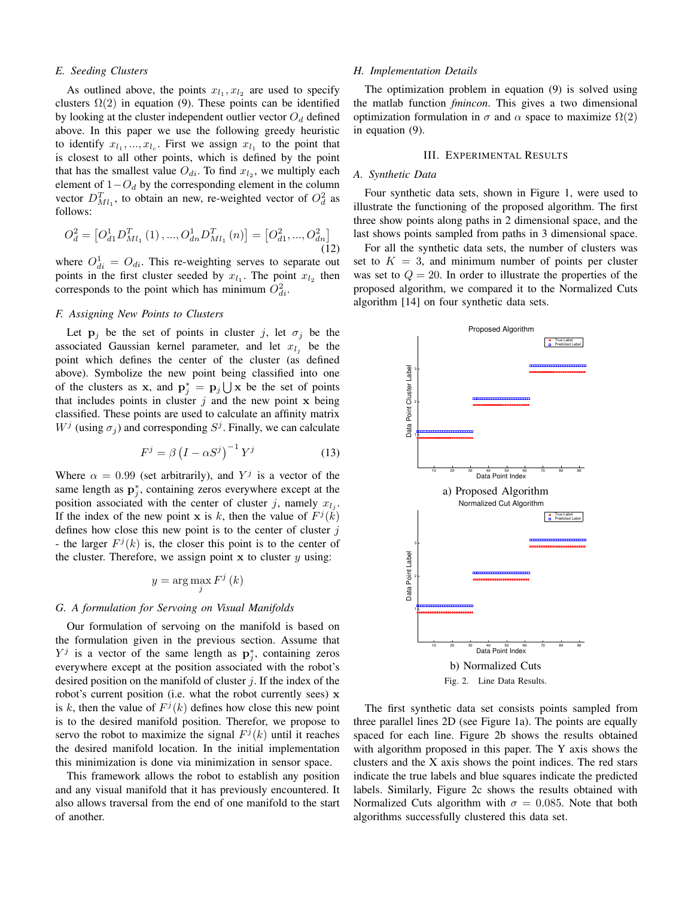### E. Seeding Clusters

As outlined above, the points $x_{l_1}, x_{l_2}$ are used to specify clusters $\Omega(2)$ in equation (9). These points can be identified by looking at the cluster independent outlier vector $O_d$ defined above. In this paper we use the following greedy heuristic to identify $x_{l_1}, ..., x_{l_c}$. First we assign $x_{l_1}$ to the point that is closest to all other points, which is defined by the point that has the smallest value $O_{di}$. To find $x_{l_2}$, we multiply each element of $1 - O_d$ by the corresponding element in the column vector $D^T_{Ml_1}$, to obtain an new, re-weighted vector of $O^2_d$ as follows:

$$O_d^2 = \left[O_{d1}^1 D_{Ml_1}^T(1), ..., O_{dn}^1 D_{Ml_1}^T(n)\right] = \left[O_{d1}^2, ..., O_{dn}^2\right] \tag{12}$$

where $O^1_{di} = O_{di}$. This re-weighting serves to separate out points in the first cluster seeded by $x_{l_1}$. The point $x_{l_2}$ then corresponds to the point which has minimum $O^2_{di}$.

### F. Assigning New Points to Clusters

Let $\mathbf{p}_j$ be the set of points in cluster $j$, let $\sigma_j$ be the associated Gaussian kernel parameter, and let $x_{l_j}$ be the point which defines the center of the cluster (as defined above). Symbolize the new point being classified into one of the clusters as $\mathbf{x}$, and $\mathbf{p}^*_j = \mathbf{p}_j \bigcup \mathbf{x}$ be the set of points that includes points in cluster $j$ and the new point $\mathbf{x}$ being classified. These points are used to calculate an affinity matrix $W^j$ (using $\sigma_j$) and corresponding $S^j$. Finally, we can calculate

$$F^j = \beta \left(I - \alpha S^j\right)^{-1} Y^j \tag{13}$$

Where $\alpha = 0.99$ (set arbitrarily), and $Y^j$ is a vector of the same length as $\mathbf{p}^*_j$, containing zeros everywhere except at the position associated with the center of cluster $j$, namely $x_{l_j}$. If the index of the new point $\mathbf{x}$ is $k$, then the value of $F^j(k)$ defines how close this new point is to the center of cluster $j$ - the larger $F^j(k)$ is, the closer this point is to the center of the cluster. Therefore, we assign point $\mathbf{x}$ to cluster $y$ using:

$$y = \arg\max_j F^j(k)$$

### G. A formulation for Servoing on Visual Manifolds

Our formulation of servoing on the manifold is based on the formulation given in the previous section. Assume that $Y^j$ is a vector of the same length as $\mathbf{p}^*_j$, containing zeros everywhere except at the position associated with the robot's desired position on the manifold of cluster $j$. If the index of the robot's current position (i.e. what the robot currently sees) $\mathbf{x}$ is $k$, then the value of $F^j(k)$ defines how close this new point is to the desired manifold position. Therfor, we propose to servo the robot to maximize the signal $F^j(k)$ until it reaches the desired manifold location. In the initial implementation this minimization is done via minimization in sensor space.

This framework allows the robot to establish any position and any visual manifold that it has previously encountered. It also allows traversal from the end of one manifold to the start of another.

### H. Implementation Details

The optimization problem in equation (9) is solved using the matlab function *fmincon*. This gives a two dimensional optimization formulation in $\sigma$ and $\alpha$ space to maximize $\Omega(2)$ in equation (9).

## III. Experimental Results

### A. Synthetic Data

Four synthetic data sets, shown in Figure 1, were used to illustrate the functioning of the proposed algorithm. The first three show points along paths in 2 dimensional space, and the last shows points sampled from paths in 3 dimensional space.

For all the synthetic data sets, the number of clusters was set to $K = 3$, and minimum number of points per cluster was set to $Q = 20$. In order to illustrate the properties of the proposed algorithm, we compared it to the Normalized Cuts algorithm [14] on four synthetic data sets.

a) Proposed Algorithm

b) Normalized Cuts

Fig. 2. Line Data Results.

The first synthetic data set consists points sampled from three parallel lines 2D (see Figure 1a). The points are equally spaced for each line. Figure 2b shows the results obtained with algorithm proposed in this paper. The Y axis shows the clusters and the X axis shows the point indices. The red stars indicate the true labels and blue squares indicate the predicted labels. Similarly, Figure 2c shows the results obtained with Normalized Cuts algorithm with $\sigma = 0.085$. Note that both algorithms successfully clustered this data set.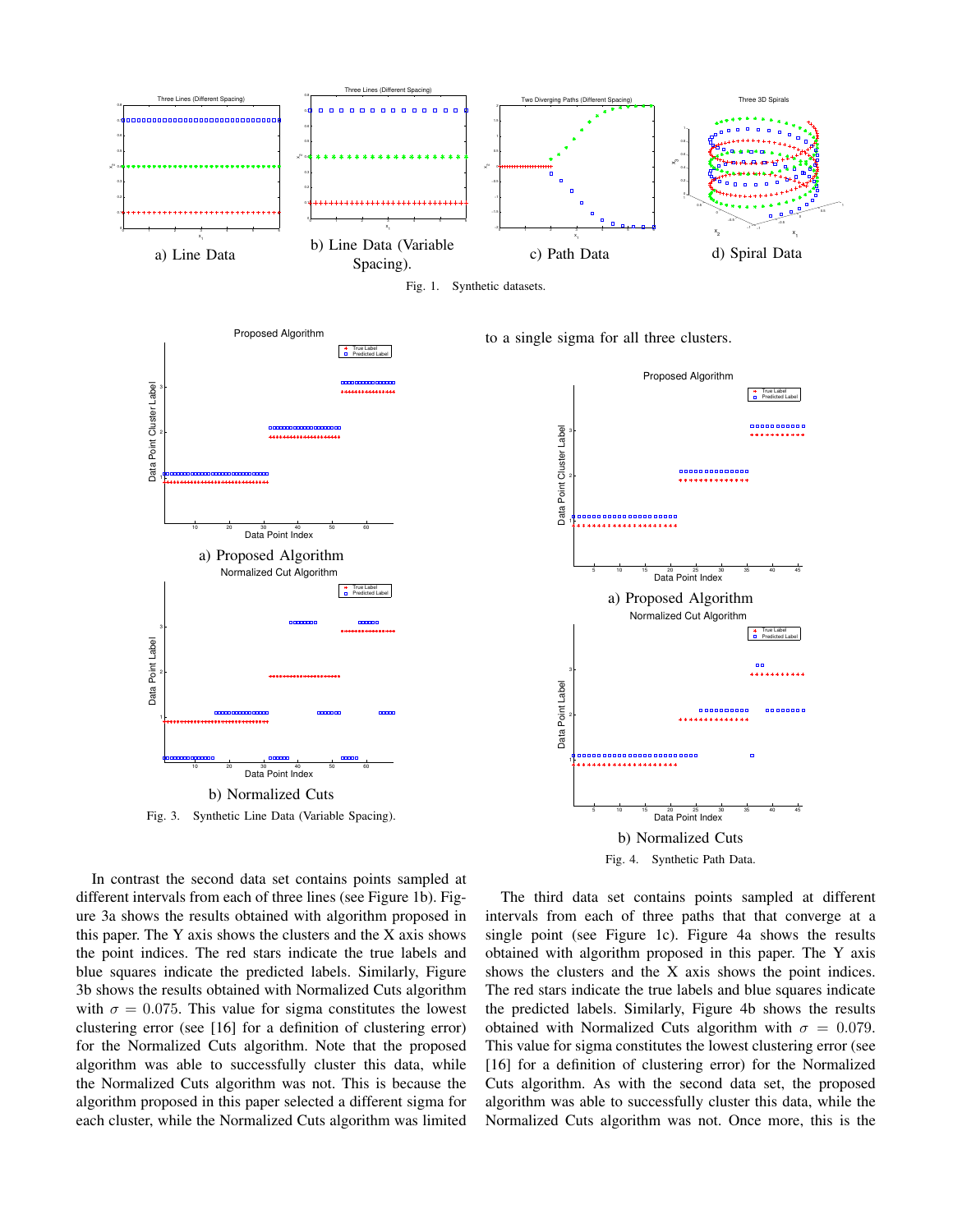a) Line Data

b) Line Data (Variable Spacing).

c) Path Data

d) Spiral Data

Fig. 1. Synthetic datasets.

a) Proposed Algorithm

b) Normalized Cuts

Fig. 3. Synthetic Line Data (Variable Spacing).

In contrast the second data set contains points sampled at different intervals from each of three lines (see Figure 1b). Figure 3a shows the results obtained with algorithm proposed in this paper. The Y axis shows the clusters and the X axis shows the point indices. The red stars indicate the true labels and blue squares indicate the predicted labels. Similarly, Figure 3b shows the results obtained with Normalized Cuts algorithm with $\sigma = 0.075$. This value for sigma constitutes the lowest clustering error (see [16] for a definition of clustering error) for the Normalized Cuts algorithm. Note that the proposed algorithm was able to successfully cluster this data, while the Normalized Cuts algorithm was not. This is because the algorithm proposed in this paper selected a different sigma for each cluster, while the Normalized Cuts algorithm was limited to a single sigma for all three clusters.

a) Proposed Algorithm

b) Normalized Cuts

Fig. 4. Synthetic Path Data.

The third data set contains points sampled at different intervals from each of three paths that that converge at a single point (see Figure 1c). Figure 4a shows the results obtained with algorithm proposed in this paper. The Y axis shows the clusters and the X axis shows the point indices. The red stars indicate the true labels and blue squares indicate the predicted labels. Similarly, Figure 4b shows the results obtained with Normalized Cuts algorithm with $\sigma = 0.079$. This value for sigma constitutes the lowest clustering error (see [16] for a definition of clustering error) for the Normalized Cuts algorithm. As with the second data set, the proposed algorithm was able to successfully cluster this data, while the Normalized Cuts algorithm was not. Once more, this is the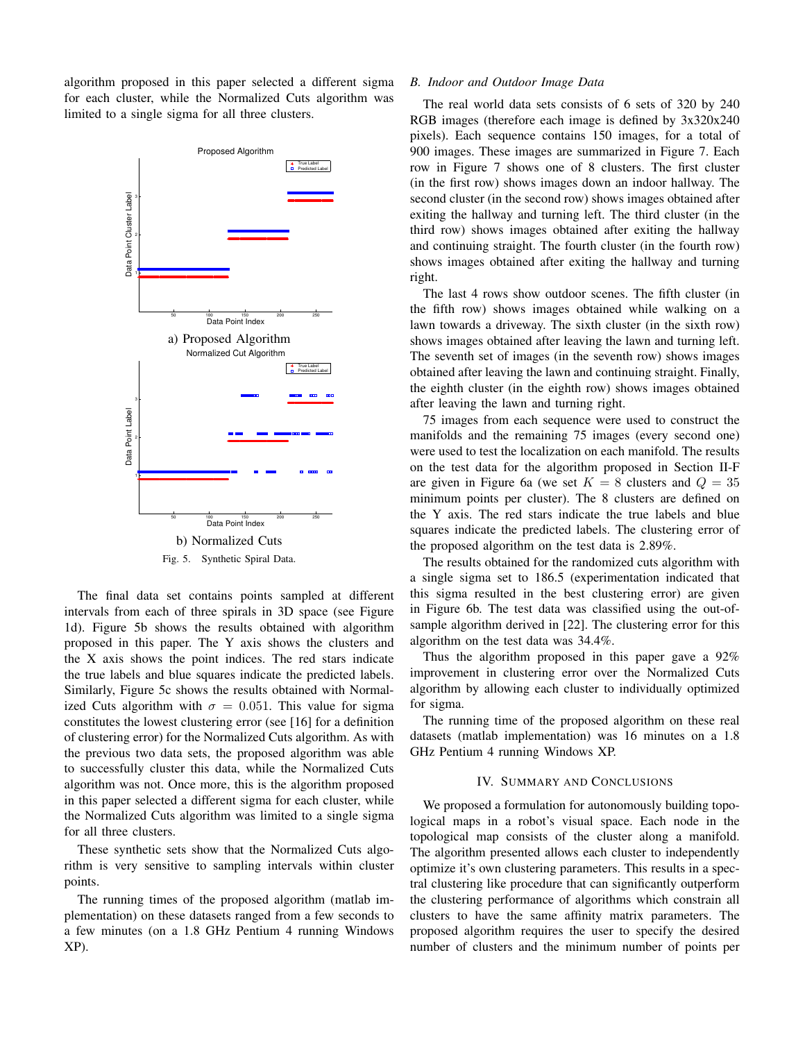algorithm proposed in this paper selected a different sigma for each cluster, while the Normalized Cuts algorithm was limited to a single sigma for all three clusters.

a) Proposed Algorithm

b) Normalized Cuts

Fig. 5. Synthetic Spiral Data.

The final data set contains points sampled at different intervals from each of three spirals in 3D space (see Figure 1d). Figure 5b shows the results obtained with algorithm proposed in this paper. The Y axis shows the clusters and the X axis shows the point indices. The red stars indicate the true labels and blue squares indicate the predicted labels. Similarly, Figure 5c shows the results obtained with Normalized Cuts algorithm with $\sigma = 0.051$. This value for sigma constitutes the lowest clustering error (see [16] for a definition of clustering error) for the Normalized Cuts algorithm. As with the previous two data sets, the proposed algorithm was able to successfully cluster this data, while the Normalized Cuts algorithm was not. Once more, this is the algorithm proposed in this paper selected a different sigma for each cluster, while the Normalized Cuts algorithm was limited to a single sigma for all three clusters.

These synthetic sets show that the Normalized Cuts algorithm is very sensitive to sampling intervals within cluster points.

The running times of the proposed algorithm (matlab implementation) on these datasets ranged from a few seconds to a few minutes (on a 1.8 GHz Pentium 4 running Windows XP).

### *B. Indoor and Outdoor Image Data*

The real world data sets consists of 6 sets of 320 by 240 RGB images (therefore each image is defined by 3x320x240 pixels). Each sequence contains 150 images, for a total of 900 images. These images are summarized in Figure 7. Each row in Figure 7 shows one of 8 clusters. The first cluster (in the first row) shows images down an indoor hallway. The second cluster (in the second row) shows images obtained after exiting the hallway and turning left. The third cluster (in the third row) shows images obtained after exiting the hallway and continuing straight. The fourth cluster (in the fourth row) shows images obtained after exiting the hallway and turning right.

The last 4 rows show outdoor scenes. The fifth cluster (in the fifth row) shows images obtained while walking on a lawn towards a driveway. The sixth cluster (in the sixth row) shows images obtained after leaving the lawn and turning left. The seventh set of images (in the seventh row) shows images obtained after leaving the lawn and continuing straight. Finally, the eighth cluster (in the eighth row) shows images obtained after leaving the lawn and turning right.

75 images from each sequence were used to construct the manifolds and the remaining 75 images (every second one) were used to test the localization on each manifold. The results on the test data for the algorithm proposed in Section II-F are given in Figure 6a (we set $K = 8$ clusters and $Q = 35$ minimum points per cluster). The 8 clusters are defined on the Y axis. The red stars indicate the true labels and blue squares indicate the predicted labels. The clustering error of the proposed algorithm on the test data is 2.89%.

The results obtained for the randomized cuts algorithm with a single sigma set to 186.5 (experimentation indicated that this sigma resulted in the best clustering error) are given in Figure 6b. The test data was classified using the out-of-sample algorithm derived in [22]. The clustering error for this algorithm on the test data was 34.4%.

Thus the algorithm proposed in this paper gave a 92% improvement in clustering error over the Normalized Cuts algorithm by allowing each cluster to individually optimized for sigma.

The running time of the proposed algorithm on these real datasets (matlab implementation) was 16 minutes on a 1.8 GHz Pentium 4 running Windows XP.

## IV. Summary and Conclusions

We proposed a formulation for autonomously building topological maps in a robot's visual space. Each node in the topological map consists of the cluster along a manifold. The algorithm presented allows each cluster to independently optimize it's own clustering parameters. This results in a spectral clustering like procedure that can significantly outperform the clustering performance of algorithms which constrain all clusters to have the same affinity matrix parameters. The proposed algorithm requires the user to specify the desired number of clusters and the minimum number of points per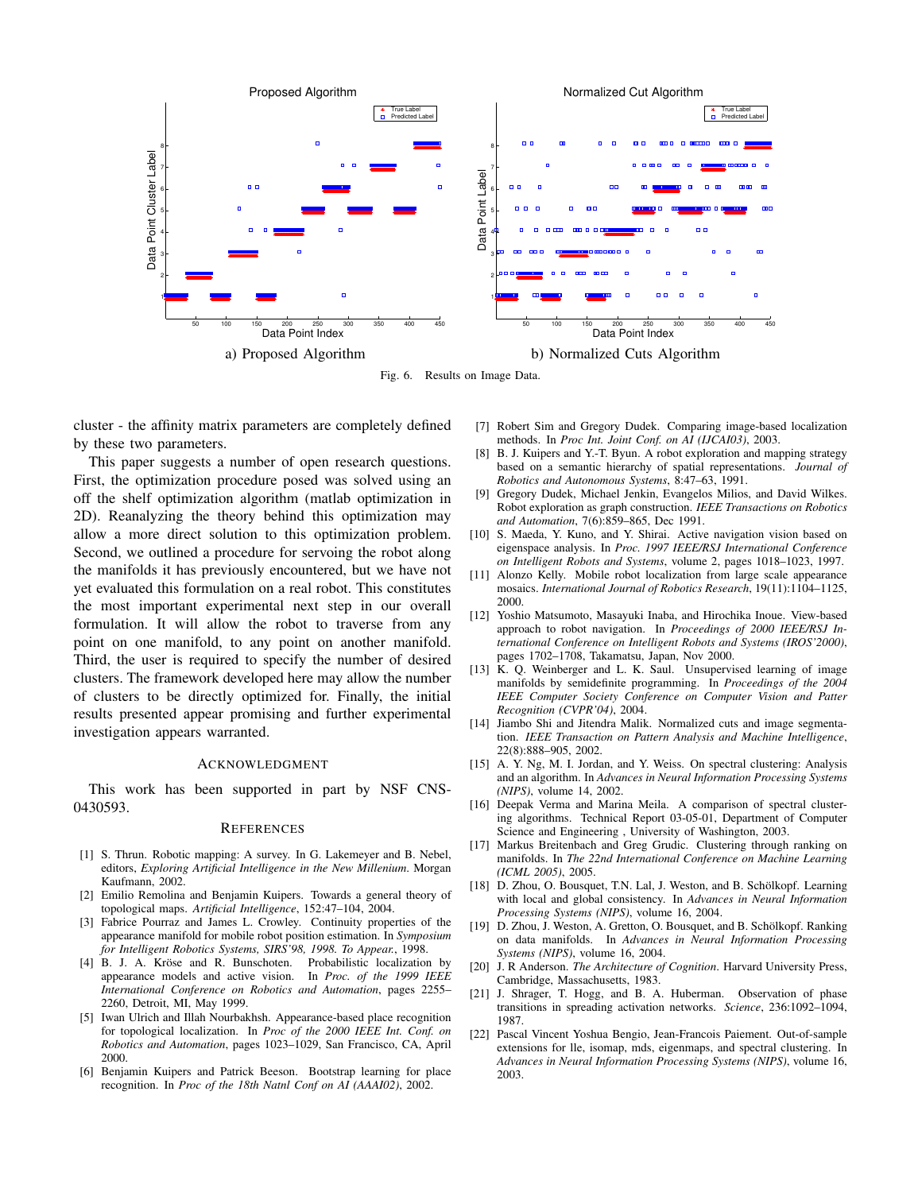a) Proposed Algorithm

b) Normalized Cuts Algorithm

Fig. 6. Results on Image Data.

cluster - the affinity matrix parameters are completely defined by these two parameters.

This paper suggests a number of open research questions. First, the optimization procedure posed was solved using an off the shelf optimization algorithm (matlab optimization in 2D). Reanalyzing the theory behind this optimization may allow a more direct solution to this optimization problem. Second, we outlined a procedure for servoing the robot along the manifolds it has previously encountered, but we have not yet evaluated this formulation on a real robot. This constitutes the most important experimental next step in our overall formulation. It will allow the robot to traverse from any point on one manifold, to any point on another manifold. Third, the user is required to specify the number of desired clusters. The framework developed here may allow the number of clusters to be directly optimized for. Finally, the initial results presented appear promising and further experimental investigation appears warranted.

## Acknowledgment

This work has been supported in part by NSF CNS-0430593.

## References

[1] S. Thrun. Robotic mapping: A survey. In G. Lakemeyer and B. Nebel, editors, *Exploring Artificial Intelligence in the New Millenium*. Morgan Kaufmann, 2002.

[2] Emilio Remolina and Benjamin Kuipers. Towards a general theory of topological maps. *Artificial Intelligence*, 152:47–104, 2004.

[3] Fabrice Pourraz and James L. Crowley. Continuity properties of the appearance manifold for mobile robot position estimation. In *Symposium for Intelligent Robotics Systems, SIRS'98, 1998. To Appear.*, 1998.

[4] B. J. A. Kröse and R. Bunschoten. Probabilistic localization by appearance models and active vision. In *Proc. of the 1999 IEEE International Conference on Robotics and Automation*, pages 2255–2260, Detroit, MI, May 1999.

[5] Iwan Ulrich and Illah Nourbakhsh. Appearance-based place recognition for topological localization. In *Proc of the 2000 IEEE Int. Conf. on Robotics and Automation*, pages 1023–1029, San Francisco, CA, April 2000.

[6] Benjamin Kuipers and Patrick Beeson. Bootstrap learning for place recognition. In *Proc of the 18th Natnl Conf on AI (AAAI02)*, 2002.

[7] Robert Sim and Gregory Dudek. Comparing image-based localization methods. In *Proc Int. Joint Conf. on AI (IJCAI03)*, 2003.

[8] B. J. Kuipers and Y.-T. Byun. A robot exploration and mapping strategy based on a semantic hierarchy of spatial representations. *Journal of Robotics and Autonomous Systems*, 8:47–63, 1991.

[9] Gregory Dudek, Michael Jenkin, Evangelos Milios, and David Wilkes. Robot exploration as graph construction. *IEEE Transactions on Robotics and Automation*, 7(6):859–865, Dec 1991.

[10] S. Maeda, Y. Kuno, and Y. Shirai. Active navigation vision based on eigenspace analysis. In *Proc. 1997 IEEE/RSJ International Conference on Intelligent Robots and Systems*, volume 2, pages 1018–1023, 1997.

[11] Alonzo Kelly. Mobile robot localization from large scale appearance mosaics. *International Journal of Robotics Research*, 19(11):1104–1125, 2000.

[12] Yoshio Matsumoto, Masayuki Inaba, and Hirochika Inoue. View-based approach to robot navigation. In *Proceedings of 2000 IEEE/RSJ International Conference on Intelligent Robots and Systems (IROS'2000)*, pages 1702–1708, Takamatsu, Japan, Nov 2000.

[13] K. Q. Weinberger and L. K. Saul. Unsupervised learning of image manifolds by semidefinite programming. In *Proceedings of the 2004 IEEE Computer Society Conference on Computer Vision and Patter Recognition (CVPR'04)*, 2004.

[14] Jiambo Shi and Jitendra Malik. Normalized cuts and image segmentation. *IEEE Transaction on Pattern Analysis and Machine Intelligence*, 22(8):888–905, 2002.

[15] A. Y. Ng, M. I. Jordan, and Y. Weiss. On spectral clustering: Analysis and an algorithm. In *Advances in Neural Information Processing Systems (NIPS)*, volume 14, 2002.

[16] Deepak Verma and Marina Meila. A comparison of spectral clustering algorithms. Technical Report 03-05-01, Department of Computer Science and Engineering , University of Washington, 2003.

[17] Markus Breitenbach and Greg Grudic. Clustering through ranking on manifolds. In *The 22nd International Conference on Machine Learning (ICML 2005)*, 2005.

[18] D. Zhou, O. Bousquet, T.N. Lal, J. Weston, and B. Schölkopf. Learning with local and global consistency. In *Advances in Neural Information Processing Systems (NIPS)*, volume 16, 2004.

[19] D. Zhou, J. Weston, A. Gretton, O. Bousquet, and B. Schölkopf. Ranking on data manifolds. In *Advances in Neural Information Processing Systems (NIPS)*, volume 16, 2004.

[20] J. R Anderson. *The Architecture of Cognition*. Harvard University Press, Cambridge, Massachusetts, 1983.

[21] J. Shrager, T. Hogg, and B. A. Huberman. Observation of phase transitions in spreading activation networks. *Science*, 236:1092–1094, 1987.

[22] Pascal Vincent Yoshua Bengio, Jean-Francois Paiement. Out-of-sample extensions for lle, isomap, mds, eigenmaps, and spectral clustering. In *Advances in Neural Information Processing Systems (NIPS)*, volume 16, 2003.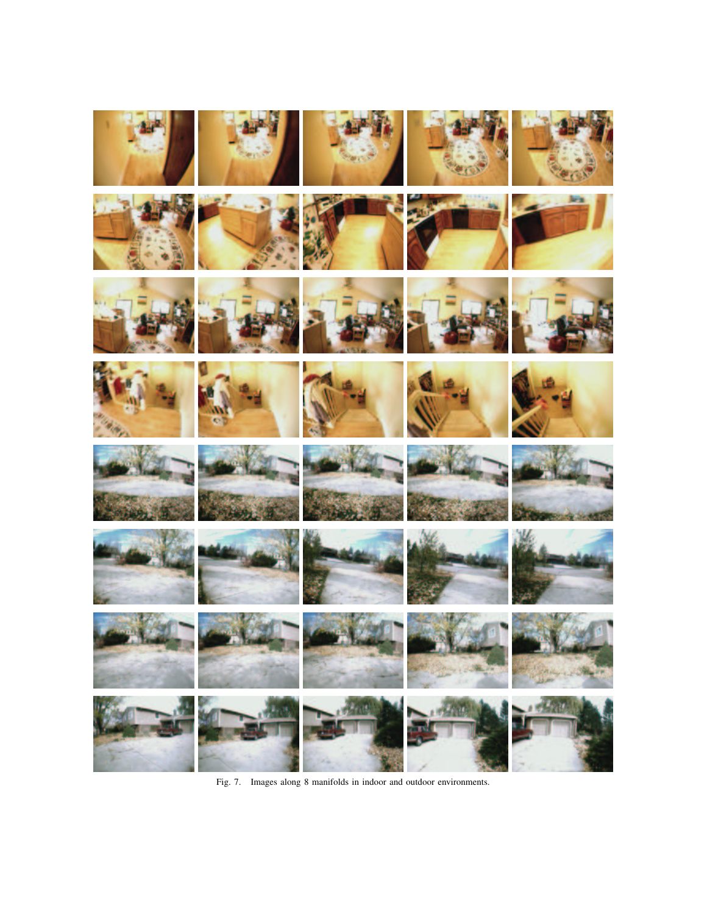Fig. 7. Images along 8 manifolds in indoor and outdoor environments.